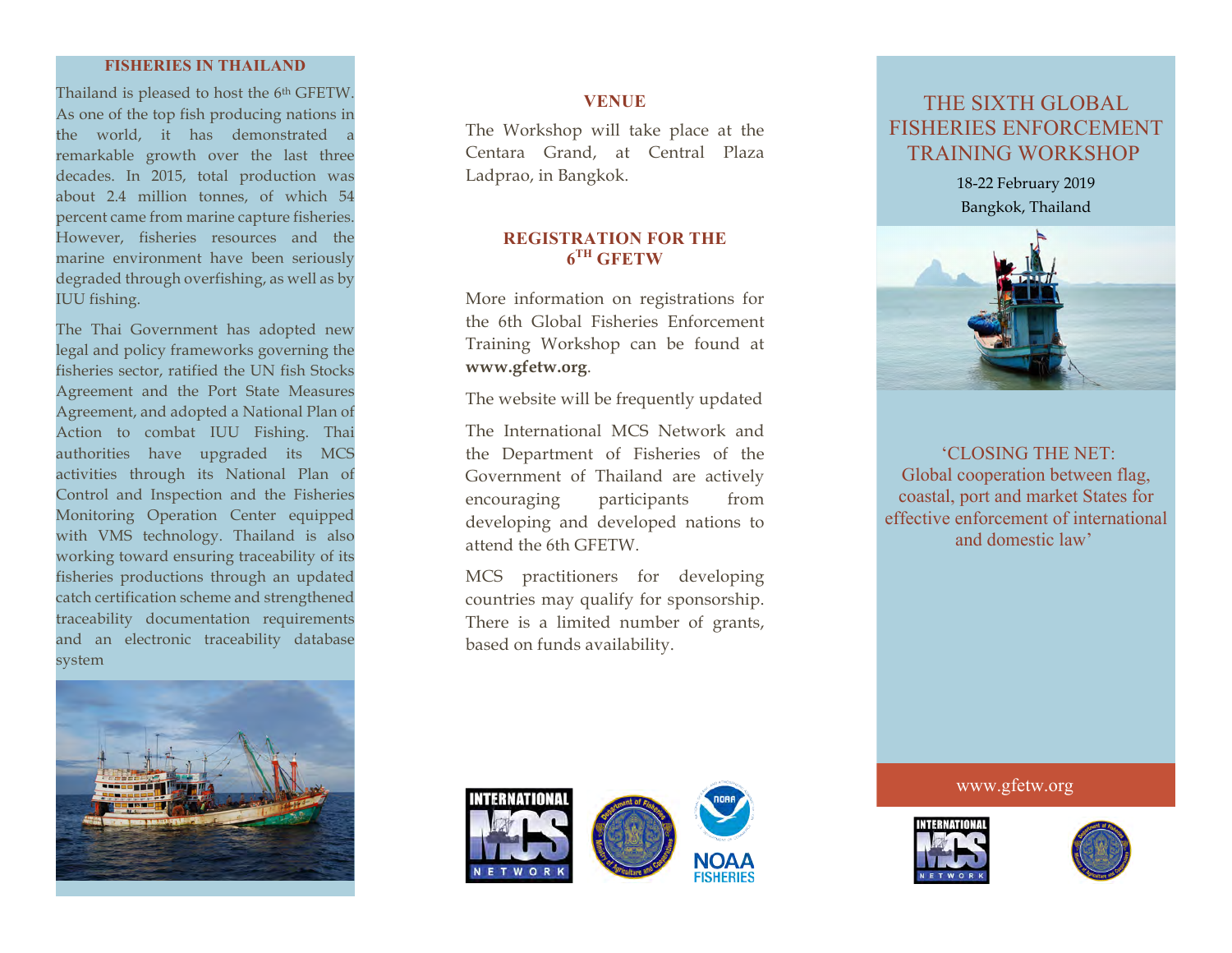## FISHERIES IN THAILAND

Thailand is pleased to host the 6th GFETW. As one of the top fish producing nations in the world, it has demonstrated a remarkable growth over the last three decades. In 2015, total production was about 2.4 million tonnes, of which 54 percent came from marine capture fisheries. However, fisheries resources and the marine environment have been seriously degraded through overfishing, as well as by IUU fishing.

The Thai Government has adopted new legal and policy frameworks governing the fisheries sector, ratified the UN fish Stocks Agreement and the Port State Measures Agreement, and adopted a National Plan of Action to combat IUU Fishing. Thai authorities have upgraded its MCS activities through its National Plan of Control and Inspection and the Fisheries Monitoring Operation Center equipped with VMS technology. Thailand is also working toward ensuring traceability of its fisheries productions through an updated catch certification scheme and strengthened traceability documentation requirements and an electronic traceability database system

## VENUE

The Workshop will take place at the Centara Grand, at Central Plaza Ladprao, in Bangkok.

## REGISTRATION FOR THE 6TH GFETW

More information on registrations for the 6th Global Fisheries Enforcement Training Workshop can be found at **www.gfetw.org**.

The website will be frequently updated

The International MCS Network and the Department of Fisheries of the Government of Thailand are actively encouraging participants from developing and developed nations to attend the 6th GFETW.

MCS practitioners for developing countries may qualify for sponsorship. There is a limited number of grants, based on funds availability.

# THE SIXTH GLOBAL FISHERIES ENFORCEMENT TRAINING WORKSHOP

18-22 February 2019

Bangkok, Thailand

'CLOSING THE NET:
Global cooperation between flag, coastal, port and market States for effective enforcement of international and domestic law'

www.gfetw.org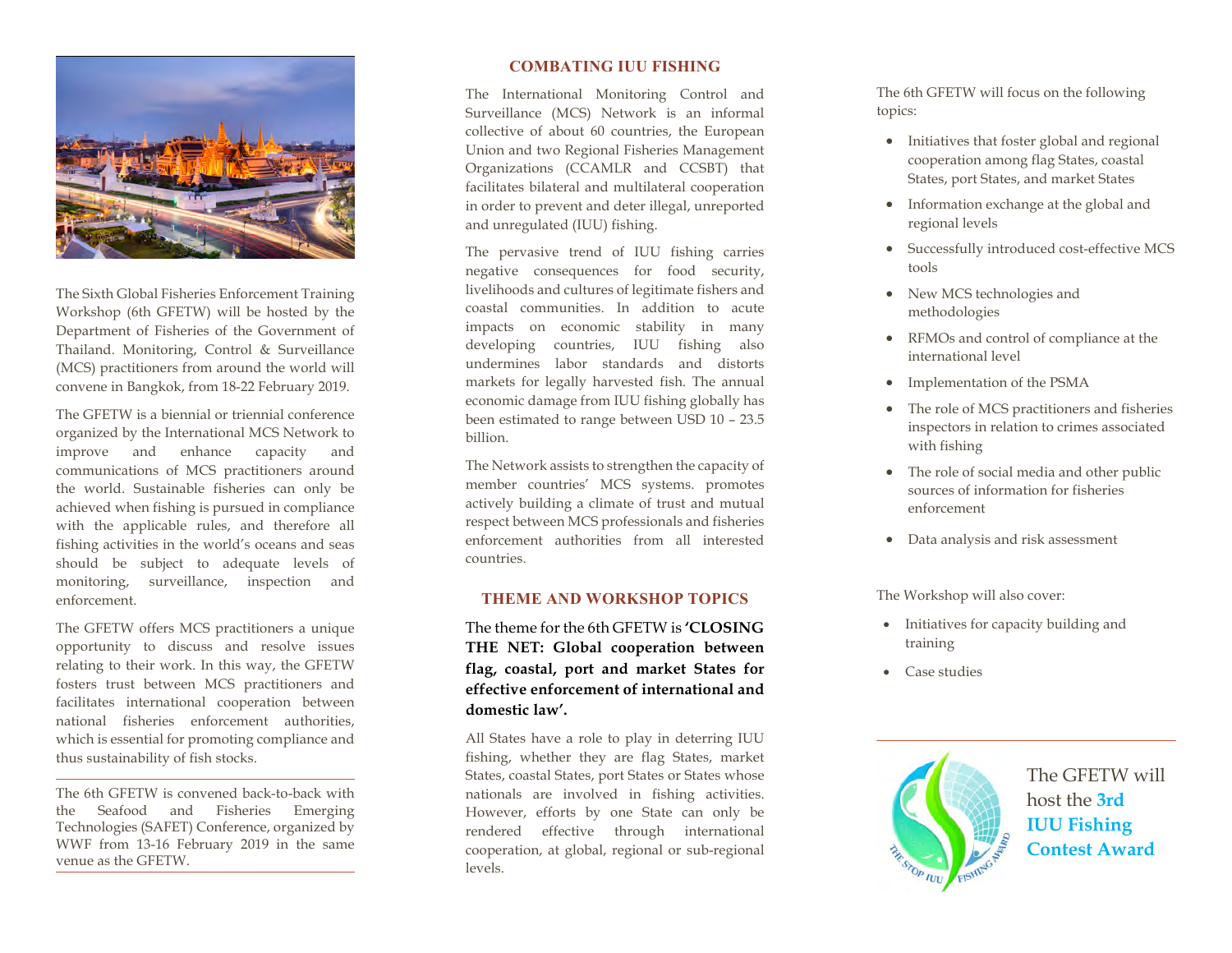The Sixth Global Fisheries Enforcement Training Workshop (6th GFETW) will be hosted by the Department of Fisheries of the Government of Thailand. Monitoring, Control & Surveillance (MCS) practitioners from around the world will convene in Bangkok, from 18-22 February 2019.

The GFETW is a biennial or triennial conference organized by the International MCS Network to improve and enhance capacity and communications of MCS practitioners around the world. Sustainable fisheries can only be achieved when fishing is pursued in compliance with the applicable rules, and therefore all fishing activities in the world's oceans and seas should be subject to adequate levels of monitoring, surveillance, inspection and enforcement.

The GFETW offers MCS practitioners a unique opportunity to discuss and resolve issues relating to their work. In this way, the GFETW fosters trust between MCS practitioners and facilitates international cooperation between national fisheries enforcement authorities, which is essential for promoting compliance and thus sustainability of fish stocks.

The 6th GFETW is convened back-to-back with the Seafood and Fisheries Emerging Technologies (SAFET) Conference, organized by WWF from 13-16 February 2019 in the same venue as the GFETW.

## COMBATING IUU FISHING

The International Monitoring Control and Surveillance (MCS) Network is an informal collective of about 60 countries, the European Union and two Regional Fisheries Management Organizations (CCAMLR and CCSBT) that facilitates bilateral and multilateral cooperation in order to prevent and deter illegal, unreported and unregulated (IUU) fishing.

The pervasive trend of IUU fishing carries negative consequences for food security, livelihoods and cultures of legitimate fishers and coastal communities. In addition to acute impacts on economic stability in many developing countries, IUU fishing also undermines labor standards and distorts markets for legally harvested fish. The annual economic damage from IUU fishing globally has been estimated to range between USD 10 – 23.5 billion.

The Network assists to strengthen the capacity of member countries' MCS systems. promotes actively building a climate of trust and mutual respect between MCS professionals and fisheries enforcement authorities from all interested countries.

## THEME AND WORKSHOP TOPICS

The theme for the 6th GFETW is **'CLOSING THE NET: Global cooperation between flag, coastal, port and market States for effective enforcement of international and domestic law'.**

All States have a role to play in deterring IUU fishing, whether they are flag States, market States, coastal States, port States or States whose nationals are involved in fishing activities. However, efforts by one State can only be rendered effective through international cooperation, at global, regional or sub-regional levels.

The 6th GFETW will focus on the following topics:

- Initiatives that foster global and regional cooperation among flag States, coastal States, port States, and market States
- Information exchange at the global and regional levels
- Successfully introduced cost-effective MCS tools
- New MCS technologies and methodologies
- RFMOs and control of compliance at the international level
- Implementation of the PSMA
- The role of MCS practitioners and fisheries inspectors in relation to crimes associated with fishing
- The role of social media and other public sources of information for fisheries enforcement
- Data analysis and risk assessment

The Workshop will also cover:

- Initiatives for capacity building and training
- Case studies

The GFETW will host the **3rd IUU Fishing Contest Award**